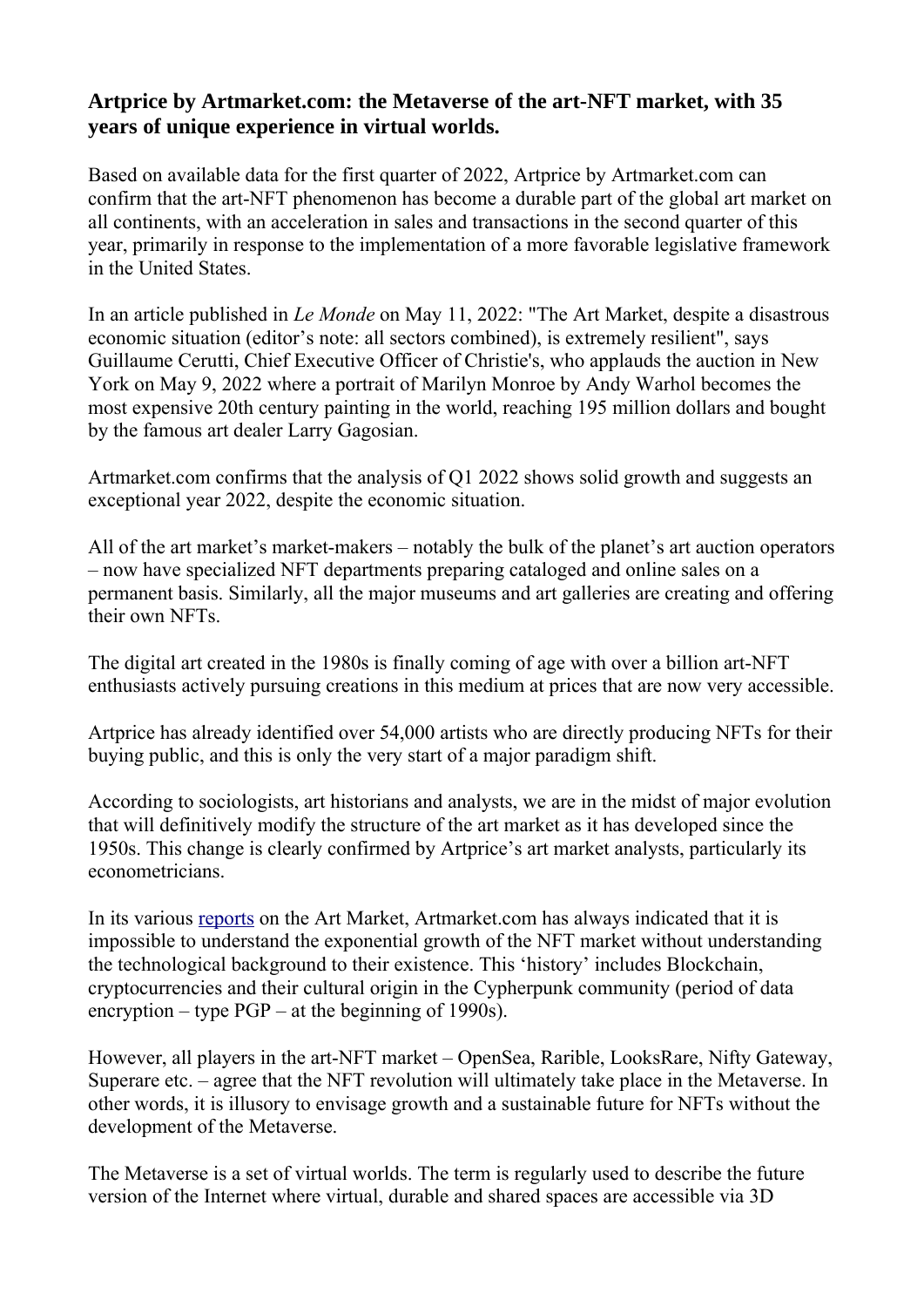### Artprice by Artmarket.com: the Metaverse of the art-NFT market, with 35 years of unique experience in virtual worlds.

Based on available data for the first quarter of 2022, Artprice by Artmarket.com can confirm that the art-NFT phenomenon has become a durable part of the global art market on all continents, with an acceleration in sales and transactions in the second quarter of this year, primarily in response to the implementation of a more favorable legislative framework in the United States.

In an article published in *Le Monde* on May 11, 2022: "The Art Market, despite a disastrous economic situation (editor's note: all sectors combined), is extremely resilient", says Guillaume Cerutti, Chief Executive Officer of Christie's, who applauds the auction in New York on May 9, 2022 where a portrait of Marilyn Monroe by Andy Warhol becomes the most expensive 20th century painting in the world, reaching 195 million dollars and bought by the famous art dealer Larry Gagosian.

Artmarket.com confirms that the analysis of Q1 2022 shows solid growth and suggests an exceptional year 2022, despite the economic situation.

All of the art market's market-makers – notably the bulk of the planet's art auction operators – now have specialized NFT departments preparing cataloged and online sales on a permanent basis. Similarly, all the major museums and art galleries are creating and offering their own NFTs.

The digital art created in the 1980s is finally coming of age with over a billion art-NFT enthusiasts actively pursuing creations in this medium at prices that are now very accessible.

Artprice has already identified over 54,000 artists who are directly producing NFTs for their buying public, and this is only the very start of a major paradigm shift.

According to sociologists, art historians and analysts, we are in the midst of major evolution that will definitively modify the structure of the art market as it has developed since the 1950s. This change is clearly confirmed by Artprice's art market analysts, particularly its econometricians.

In its various reports on the Art Market, Artmarket.com has always indicated that it is impossible to understand the exponential growth of the NFT market without understanding the technological background to their existence. This 'history' includes Blockchain, cryptocurrencies and their cultural origin in the Cypherpunk community (period of data encryption – type PGP – at the beginning of 1990s).

However, all players in the art-NFT market – OpenSea, Rarible, LooksRare, Nifty Gateway, Superare etc. – agree that the NFT revolution will ultimately take place in the Metaverse. In other words, it is illusory to envisage growth and a sustainable future for NFTs without the development of the Metaverse.

The Metaverse is a set of virtual worlds. The term is regularly used to describe the future version of the Internet where virtual, durable and shared spaces are accessible via 3D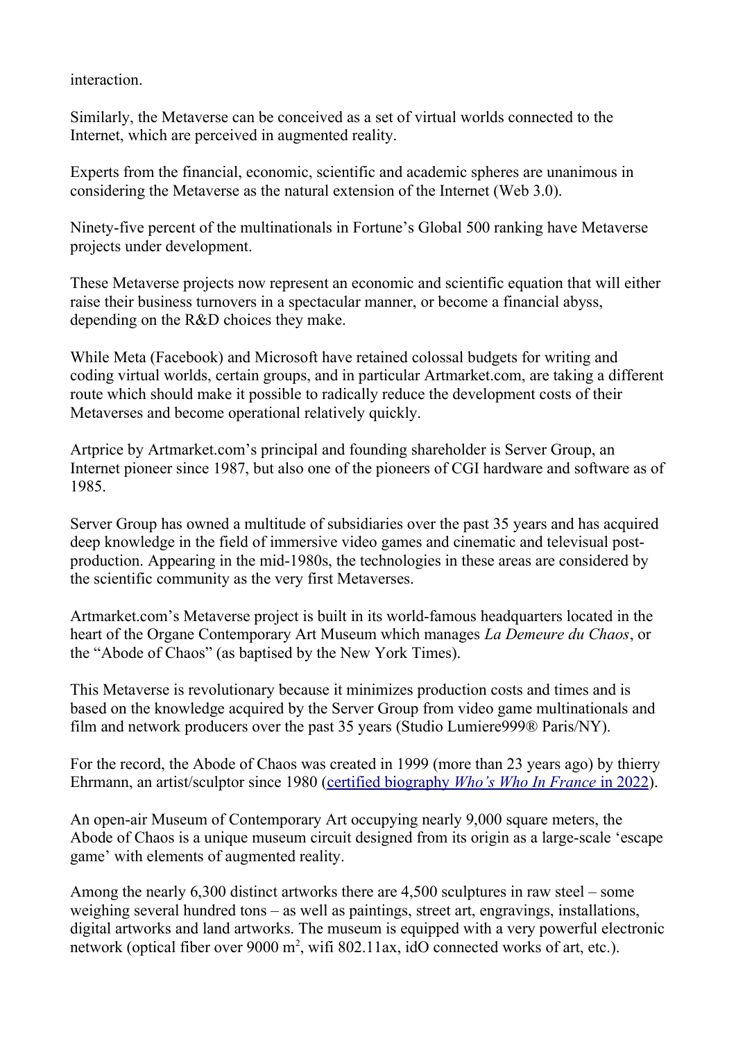interaction.

Similarly, the Metaverse can be conceived as a set of virtual worlds connected to the Internet, which are perceived in augmented reality.

Experts from the financial, economic, scientific and academic spheres are unanimous in considering the Metaverse as the natural extension of the Internet (Web 3.0).

Ninety-five percent of the multinationals in Fortune's Global 500 ranking have Metaverse projects under development.

These Metaverse projects now represent an economic and scientific equation that will either raise their business turnovers in a spectacular manner, or become a financial abyss, depending on the R&D choices they make.

While Meta (Facebook) and Microsoft have retained colossal budgets for writing and coding virtual worlds, certain groups, and in particular Artmarket.com, are taking a different route which should make it possible to radically reduce the development costs of their Metaverses and become operational relatively quickly.

Artprice by Artmarket.com's principal and founding shareholder is Server Group, an Internet pioneer since 1987, but also one of the pioneers of CGI hardware and software as of 1985.

Server Group has owned a multitude of subsidiaries over the past 35 years and has acquired deep knowledge in the field of immersive video games and cinematic and televisual post-production. Appearing in the mid-1980s, the technologies in these areas are considered by the scientific community as the very first Metaverses.

Artmarket.com's Metaverse project is built in its world-famous headquarters located in the heart of the Organe Contemporary Art Museum which manages *La Demeure du Chaos*, or the "Abode of Chaos" (as baptised by the New York Times).

This Metaverse is revolutionary because it minimizes production costs and times and is based on the knowledge acquired by the Server Group from video game multinationals and film and network producers over the past 35 years (Studio Lumiere999® Paris/NY).

For the record, the Abode of Chaos was created in 1999 (more than 23 years ago) by thierry Ehrmann, an artist/sculptor since 1980 (certified biography *Who's Who In France* in 2022).

An open-air Museum of Contemporary Art occupying nearly 9,000 square meters, the Abode of Chaos is a unique museum circuit designed from its origin as a large-scale 'escape game' with elements of augmented reality.

Among the nearly 6,300 distinct artworks there are 4,500 sculptures in raw steel – some weighing several hundred tons – as well as paintings, street art, engravings, installations, digital artworks and land artworks. The museum is equipped with a very powerful electronic network (optical fiber over 9000 m², wifi 802.11ax, idO connected works of art, etc.).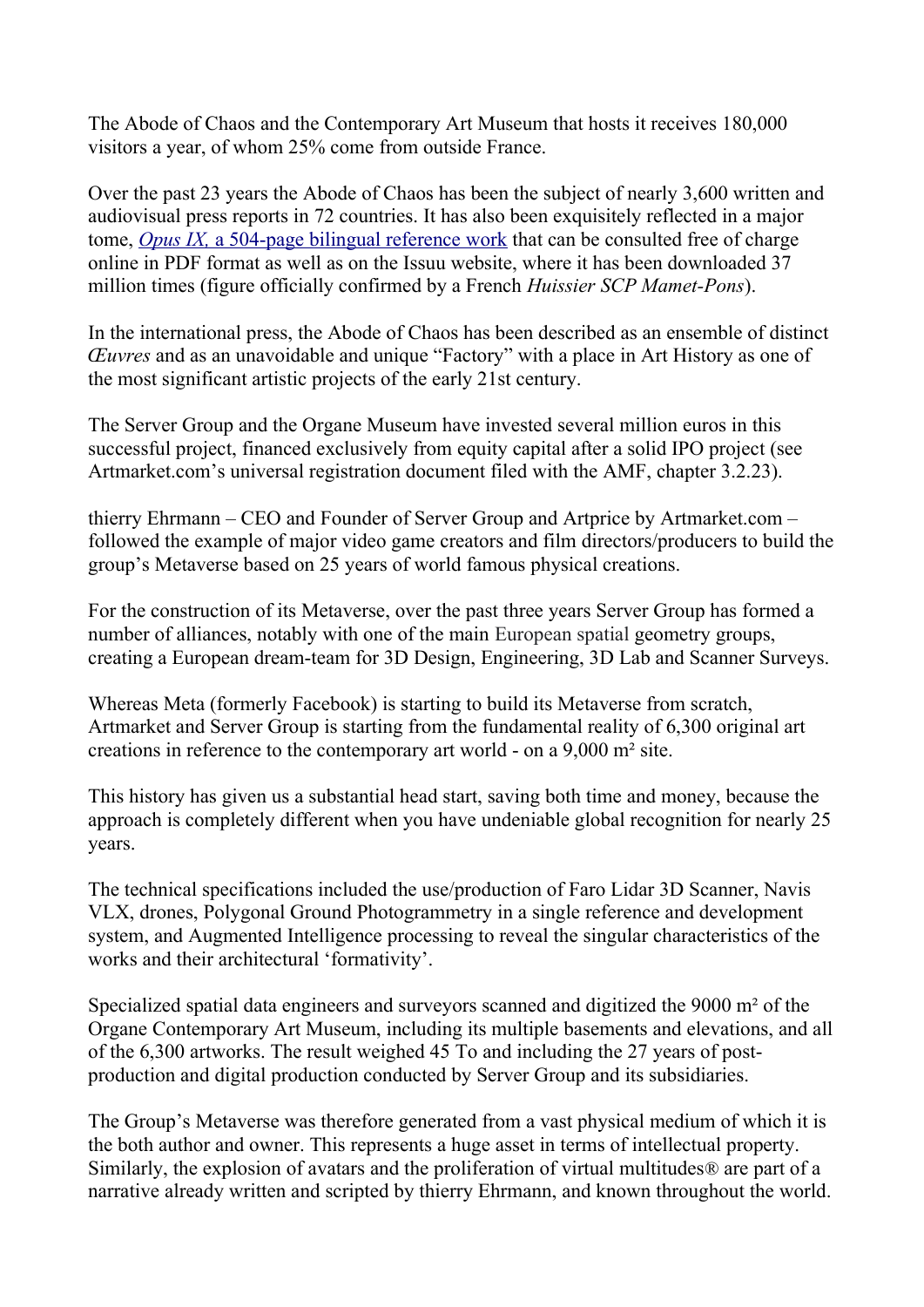The Abode of Chaos and the Contemporary Art Museum that hosts it receives 180,000 visitors a year, of whom 25% come from outside France.

Over the past 23 years the Abode of Chaos has been the subject of nearly 3,600 written and audiovisual press reports in 72 countries. It has also been exquisitely reflected in a major tome, *Opus IX,* a 504-page bilingual reference work that can be consulted free of charge online in PDF format as well as on the Issuu website, where it has been downloaded 37 million times (figure officially confirmed by a French *Huissier SCP Mamet-Pons*).

In the international press, the Abode of Chaos has been described as an ensemble of distinct *Œuvres* and as an unavoidable and unique "Factory" with a place in Art History as one of the most significant artistic projects of the early 21st century.

The Server Group and the Organe Museum have invested several million euros in this successful project, financed exclusively from equity capital after a solid IPO project (see Artmarket.com's universal registration document filed with the AMF, chapter 3.2.23).

thierry Ehrmann – CEO and Founder of Server Group and Artprice by Artmarket.com – followed the example of major video game creators and film directors/producers to build the group's Metaverse based on 25 years of world famous physical creations.

For the construction of its Metaverse, over the past three years Server Group has formed a number of alliances, notably with one of the main European spatial geometry groups, creating a European dream-team for 3D Design, Engineering, 3D Lab and Scanner Surveys.

Whereas Meta (formerly Facebook) is starting to build its Metaverse from scratch, Artmarket and Server Group is starting from the fundamental reality of 6,300 original art creations in reference to the contemporary art world - on a 9,000 m² site.

This history has given us a substantial head start, saving both time and money, because the approach is completely different when you have undeniable global recognition for nearly 25 years.

The technical specifications included the use/production of Faro Lidar 3D Scanner, Navis VLX, drones, Polygonal Ground Photogrammetry in a single reference and development system, and Augmented Intelligence processing to reveal the singular characteristics of the works and their architectural 'formativity'.

Specialized spatial data engineers and surveyors scanned and digitized the 9000 m² of the Organe Contemporary Art Museum, including its multiple basements and elevations, and all of the 6,300 artworks. The result weighed 45 To and including the 27 years of post-production and digital production conducted by Server Group and its subsidiaries.

The Group's Metaverse was therefore generated from a vast physical medium of which it is the both author and owner. This represents a huge asset in terms of intellectual property. Similarly, the explosion of avatars and the proliferation of virtual multitudes® are part of a narrative already written and scripted by thierry Ehrmann, and known throughout the world.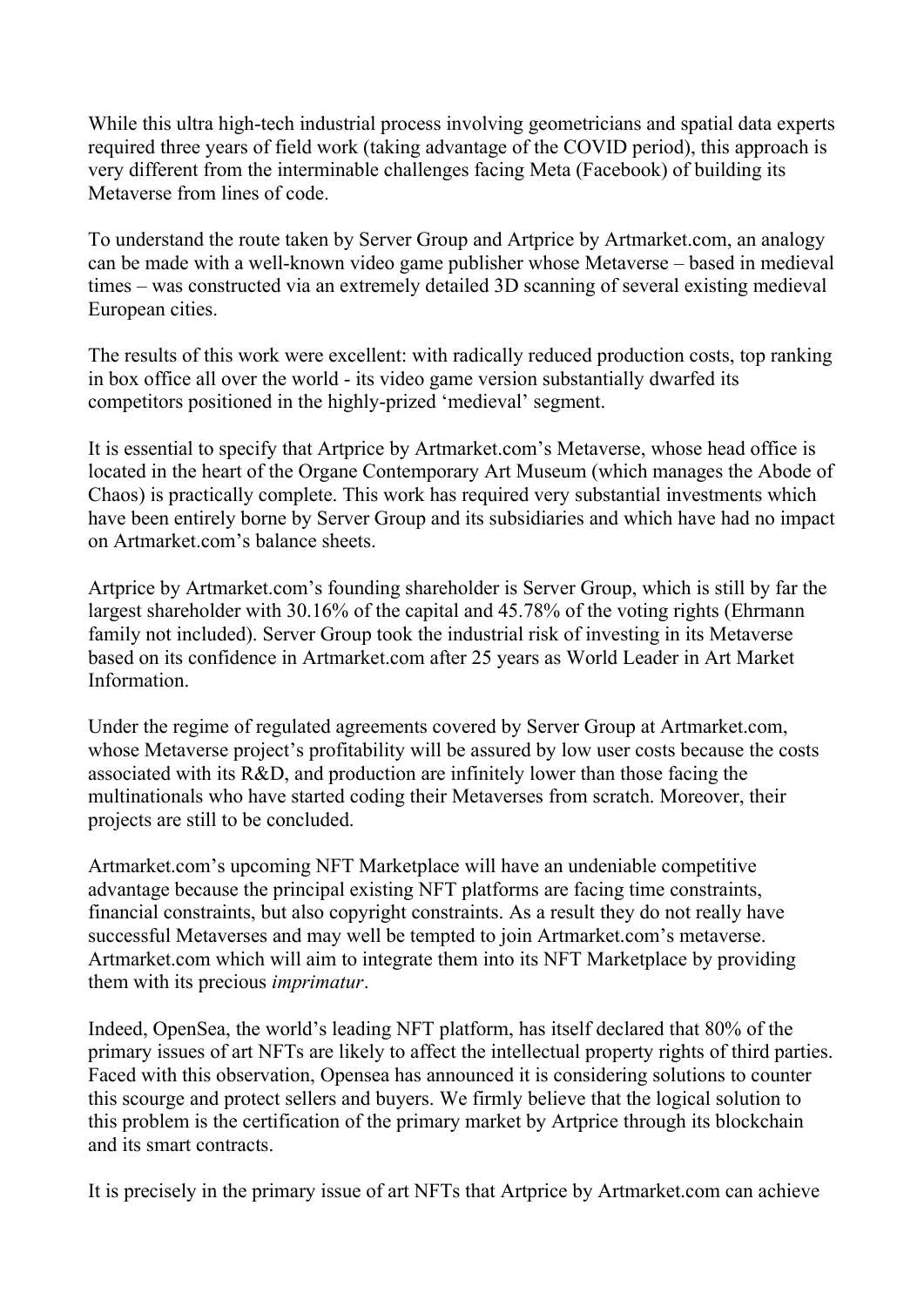While this ultra high-tech industrial process involving geometricians and spatial data experts required three years of field work (taking advantage of the COVID period), this approach is very different from the interminable challenges facing Meta (Facebook) of building its Metaverse from lines of code.

To understand the route taken by Server Group and Artprice by Artmarket.com, an analogy can be made with a well-known video game publisher whose Metaverse – based in medieval times – was constructed via an extremely detailed 3D scanning of several existing medieval European cities.

The results of this work were excellent: with radically reduced production costs, top ranking in box office all over the world - its video game version substantially dwarfed its competitors positioned in the highly-prized 'medieval' segment.

It is essential to specify that Artprice by Artmarket.com's Metaverse, whose head office is located in the heart of the Organe Contemporary Art Museum (which manages the Abode of Chaos) is practically complete. This work has required very substantial investments which have been entirely borne by Server Group and its subsidiaries and which have had no impact on Artmarket.com's balance sheets.

Artprice by Artmarket.com's founding shareholder is Server Group, which is still by far the largest shareholder with 30.16% of the capital and 45.78% of the voting rights (Ehrmann family not included). Server Group took the industrial risk of investing in its Metaverse based on its confidence in Artmarket.com after 25 years as World Leader in Art Market Information.

Under the regime of regulated agreements covered by Server Group at Artmarket.com, whose Metaverse project's profitability will be assured by low user costs because the costs associated with its R&D, and production are infinitely lower than those facing the multinationals who have started coding their Metaverses from scratch. Moreover, their projects are still to be concluded.

Artmarket.com's upcoming NFT Marketplace will have an undeniable competitive advantage because the principal existing NFT platforms are facing time constraints, financial constraints, but also copyright constraints. As a result they do not really have successful Metaverses and may well be tempted to join Artmarket.com's metaverse. Artmarket.com which will aim to integrate them into its NFT Marketplace by providing them with its precious *imprimatur*.

Indeed, OpenSea, the world's leading NFT platform, has itself declared that 80% of the primary issues of art NFTs are likely to affect the intellectual property rights of third parties. Faced with this observation, Opensea has announced it is considering solutions to counter this scourge and protect sellers and buyers. We firmly believe that the logical solution to this problem is the certification of the primary market by Artprice through its blockchain and its smart contracts.

It is precisely in the primary issue of art NFTs that Artprice by Artmarket.com can achieve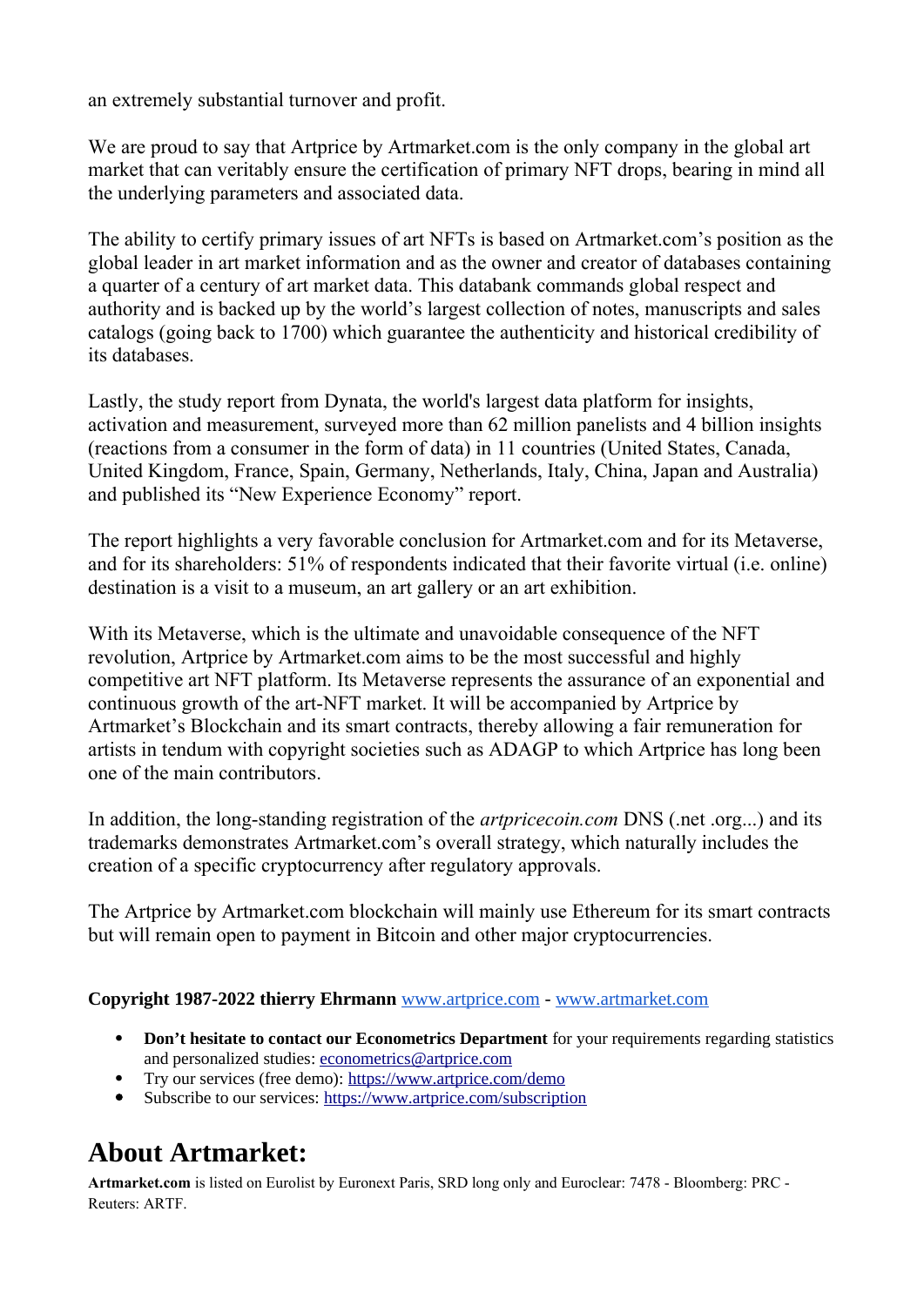an extremely substantial turnover and profit.

We are proud to say that Artprice by Artmarket.com is the only company in the global art market that can veritably ensure the certification of primary NFT drops, bearing in mind all the underlying parameters and associated data.

The ability to certify primary issues of art NFTs is based on Artmarket.com's position as the global leader in art market information and as the owner and creator of databases containing a quarter of a century of art market data. This databank commands global respect and authority and is backed up by the world's largest collection of notes, manuscripts and sales catalogs (going back to 1700) which guarantee the authenticity and historical credibility of its databases.

Lastly, the study report from Dynata, the world's largest data platform for insights, activation and measurement, surveyed more than 62 million panelists and 4 billion insights (reactions from a consumer in the form of data) in 11 countries (United States, Canada, United Kingdom, France, Spain, Germany, Netherlands, Italy, China, Japan and Australia) and published its "New Experience Economy" report.

The report highlights a very favorable conclusion for Artmarket.com and for its Metaverse, and for its shareholders: 51% of respondents indicated that their favorite virtual (i.e. online) destination is a visit to a museum, an art gallery or an art exhibition.

With its Metaverse, which is the ultimate and unavoidable consequence of the NFT revolution, Artprice by Artmarket.com aims to be the most successful and highly competitive art NFT platform. Its Metaverse represents the assurance of an exponential and continuous growth of the art-NFT market. It will be accompanied by Artprice by Artmarket's Blockchain and its smart contracts, thereby allowing a fair remuneration for artists in tendum with copyright societies such as ADAGP to which Artprice has long been one of the main contributors.

In addition, the long-standing registration of the *artpricecoin.com* DNS (.net .org...) and its trademarks demonstrates Artmarket.com's overall strategy, which naturally includes the creation of a specific cryptocurrency after regulatory approvals.

The Artprice by Artmarket.com blockchain will mainly use Ethereum for its smart contracts but will remain open to payment in Bitcoin and other major cryptocurrencies.

**Copyright 1987-2022 thierry Ehrmann** www.artprice.com - www.artmarket.com

- **Don't hesitate to contact our Econometrics Department** for your requirements regarding statistics and personalized studies: econometrics@artprice.com
- Try our services (free demo): https://www.artprice.com/demo
- Subscribe to our services: https://www.artprice.com/subscription

## About Artmarket:

**Artmarket.com** is listed on Eurolist by Euronext Paris, SRD long only and Euroclear: 7478 - Bloomberg: PRC - Reuters: ARTF.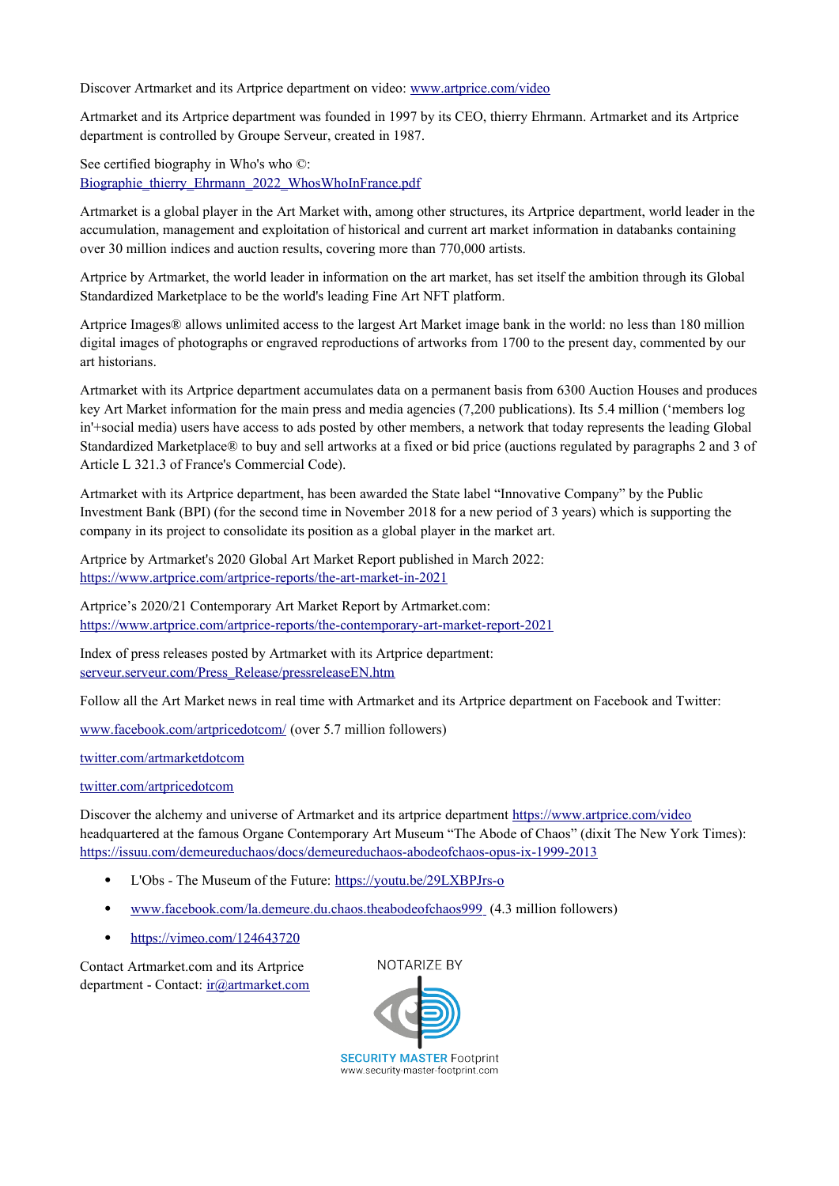Discover Artmarket and its Artprice department on video: www.artprice.com/video

Artmarket and its Artprice department was founded in 1997 by its CEO, thierry Ehrmann. Artmarket and its Artprice department is controlled by Groupe Serveur, created in 1987.

See certified biography in Who's who ©:
Biographie_thierry_Ehrmann_2022_WhosWhoInFrance.pdf

Artmarket is a global player in the Art Market with, among other structures, its Artprice department, world leader in the accumulation, management and exploitation of historical and current art market information in databanks containing over 30 million indices and auction results, covering more than 770,000 artists.

Artprice by Artmarket, the world leader in information on the art market, has set itself the ambition through its Global Standardized Marketplace to be the world's leading Fine Art NFT platform.

Artprice Images® allows unlimited access to the largest Art Market image bank in the world: no less than 180 million digital images of photographs or engraved reproductions of artworks from 1700 to the present day, commented by our art historians.

Artmarket with its Artprice department accumulates data on a permanent basis from 6300 Auction Houses and produces key Art Market information for the main press and media agencies (7,200 publications). Its 5.4 million ('members log in'+social media) users have access to ads posted by other members, a network that today represents the leading Global Standardized Marketplace® to buy and sell artworks at a fixed or bid price (auctions regulated by paragraphs 2 and 3 of Article L 321.3 of France's Commercial Code).

Artmarket with its Artprice department, has been awarded the State label "Innovative Company" by the Public Investment Bank (BPI) (for the second time in November 2018 for a new period of 3 years) which is supporting the company in its project to consolidate its position as a global player in the market art.

Artprice by Artmarket's 2020 Global Art Market Report published in March 2022:
https://www.artprice.com/artprice-reports/the-art-market-in-2021

Artprice's 2020/21 Contemporary Art Market Report by Artmarket.com:
https://www.artprice.com/artprice-reports/the-contemporary-art-market-report-2021

Index of press releases posted by Artmarket with its Artprice department:
serveur.serveur.com/Press_Release/pressreleaseEN.htm

Follow all the Art Market news in real time with Artmarket and its Artprice department on Facebook and Twitter:

www.facebook.com/artpricedotcom/ (over 5.7 million followers)

twitter.com/artmarketdotcom

twitter.com/artpricedotcom

Discover the alchemy and universe of Artmarket and its artprice department https://www.artprice.com/video headquartered at the famous Organe Contemporary Art Museum "The Abode of Chaos" (dixit The New York Times): https://issuu.com/demeureduchaos/docs/demeureduchaos-abodeofchaos-opus-ix-1999-2013

- L'Obs - The Museum of the Future: https://youtu.be/29LXBPJrs-o
- www.facebook.com/la.demeure.du.chaos.theabodeofchaos999 (4.3 million followers)
- https://vimeo.com/124643720

Contact Artmarket.com and its Artprice department - Contact: ir@artmarket.com

NOTARIZE BY

SECURITY MASTER Footprint
www.security-master-footprint.com